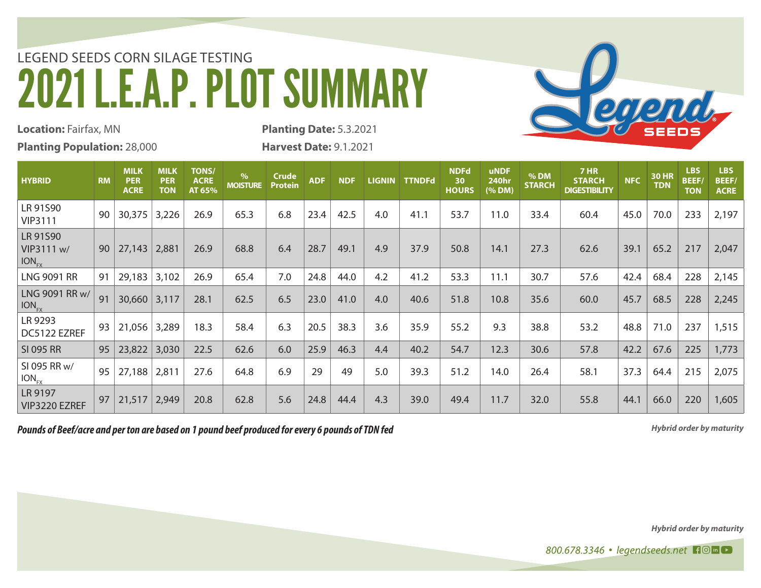LEGEND SEEDS CORN SILAGE TESTING

# 2021 L.E.A.P. PLOT SUMMARY

**Location:** Fairfax, MN

**Planting Population:** 28,000

**Planting Date:** 5.3.2021

**Harvest Date:** 9.1.2021

| HYBRID | RM | MILK PER ACRE | MILK PER TON | TONS/ ACRE AT 65% | % MOISTURE | Crude Protein | ADF | NDF | LIGNIN | TTNDFd | NDFd 30 HOURS | uNDF 240hr (% DM) | % DM STARCH | 7 HR STARCH DIGESTIBILITY | NFC | 30 HR TDN | LBS BEEF/ TON | LBS BEEF/ ACRE |
|---|---|---|---|---|---|---|---|---|---|---|---|---|---|---|---|---|---|---|
| LR 91S90 VIP3111 | 90 | 30,375 | 3,226 | 26.9 | 65.3 | 6.8 | 23.4 | 42.5 | 4.0 | 41.1 | 53.7 | 11.0 | 33.4 | 60.4 | 45.0 | 70.0 | 233 | 2,197 |
| LR 91S90 VIP3111 w/ $ION_{FX}$ | 90 | 27,143 | 2,881 | 26.9 | 68.8 | 6.4 | 28.7 | 49.1 | 4.9 | 37.9 | 50.8 | 14.1 | 27.3 | 62.6 | 39.1 | 65.2 | 217 | 2,047 |
| LNG 9091 RR | 91 | 29,183 | 3,102 | 26.9 | 65.4 | 7.0 | 24.8 | 44.0 | 4.2 | 41.2 | 53.3 | 11.1 | 30.7 | 57.6 | 42.4 | 68.4 | 228 | 2,145 |
| LNG 9091 RR w/ $ION_{FX}$ | 91 | 30,660 | 3,117 | 28.1 | 62.5 | 6.5 | 23.0 | 41.0 | 4.0 | 40.6 | 51.8 | 10.8 | 35.6 | 60.0 | 45.7 | 68.5 | 228 | 2,245 |
| LR 9293 DC5122 EZREF | 93 | 21,056 | 3,289 | 18.3 | 58.4 | 6.3 | 20.5 | 38.3 | 3.6 | 35.9 | 55.2 | 9.3 | 38.8 | 53.2 | 48.8 | 71.0 | 237 | 1,515 |
| SI 095 RR | 95 | 23,822 | 3,030 | 22.5 | 62.6 | 6.0 | 25.9 | 46.3 | 4.4 | 40.2 | 54.7 | 12.3 | 30.6 | 57.8 | 42.2 | 67.6 | 225 | 1,773 |
| SI 095 RR w/ $ION_{FX}$ | 95 | 27,188 | 2,811 | 27.6 | 64.8 | 6.9 | 29 | 49 | 5.0 | 39.3 | 51.2 | 14.0 | 26.4 | 58.1 | 37.3 | 64.4 | 215 | 2,075 |
| LR 9197 VIP3220 EZREF | 97 | 21,517 | 2,949 | 20.8 | 62.8 | 5.6 | 24.8 | 44.4 | 4.3 | 39.0 | 49.4 | 11.7 | 32.0 | 55.8 | 44.1 | 66.0 | 220 | 1,605 |

***Pounds of Beef/acre and per ton are based on 1 pound beef produced for every 6 pounds of TDN fed***

***Hybrid order by maturity***

***Hybrid order by maturity***

*800.678.3346 • legendseeds.net*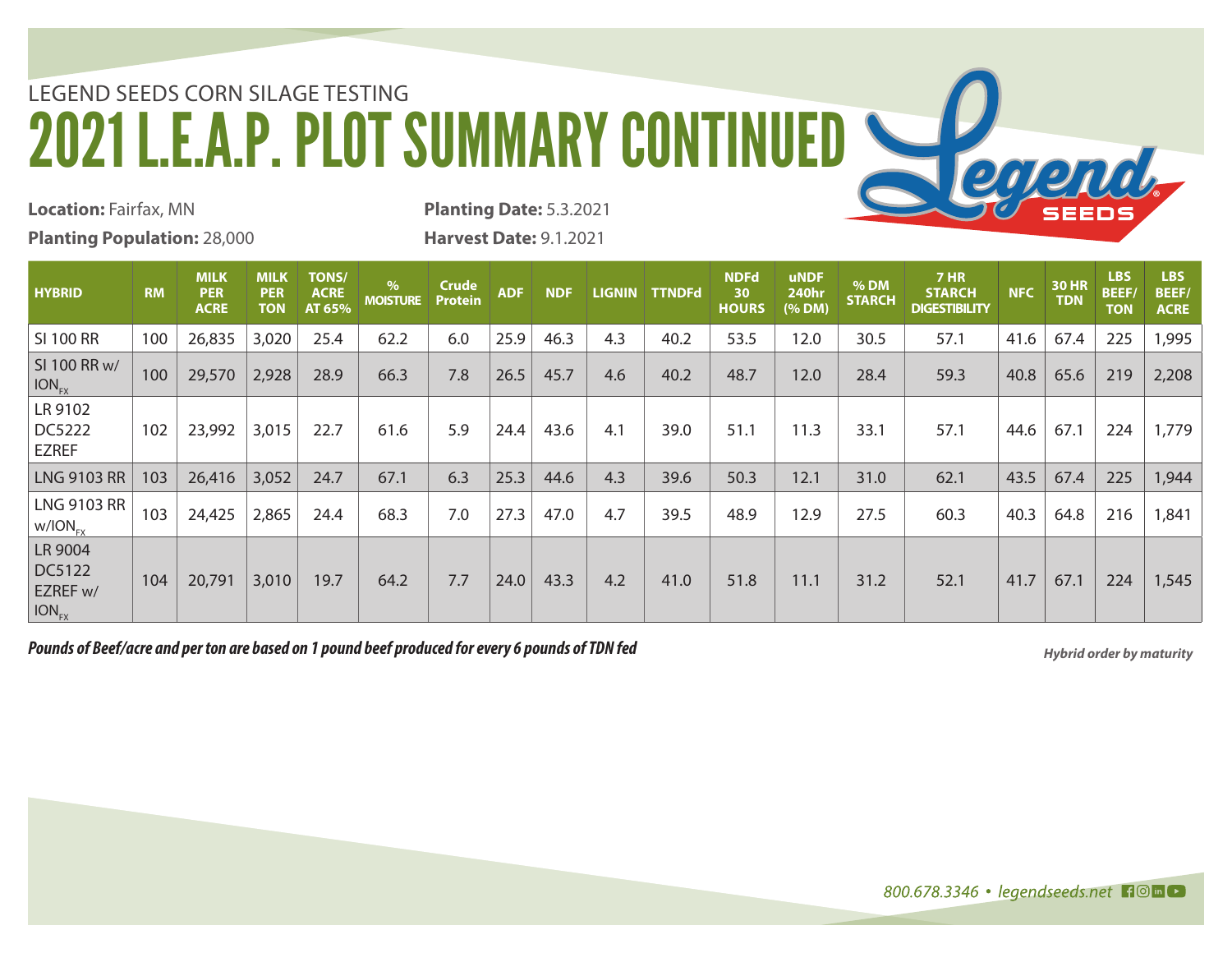LEGEND SEEDS CORN SILAGE TESTING

# 2021 L.E.A.P. PLOT SUMMARY CONTINUED

**Location:** Fairfax, MN

**Planting Population:** 28,000

**Planting Date:** 5.3.2021

**Harvest Date:** 9.1.2021

| HYBRID | RM | MILK PER ACRE | MILK PER TON | TONS/ ACRE AT 65% | % MOISTURE | Crude Protein | ADF | NDF | LIGNIN | TTNDFd | NDFd 30 HOURS | uNDF 240hr (% DM) | % DM STARCH | 7 HR STARCH DIGESTIBILITY | NFC | 30 HR TDN | LBS BEEF/ TON | LBS BEEF/ ACRE |
|---|---|---|---|---|---|---|---|---|---|---|---|---|---|---|---|---|---|---|
| SI 100 RR | 100 | 26,835 | 3,020 | 25.4 | 62.2 | 6.0 | 25.9 | 46.3 | 4.3 | 40.2 | 53.5 | 12.0 | 30.5 | 57.1 | 41.6 | 67.4 | 225 | 1,995 |
| SI 100 RR w/ $ION_{FX}$ | 100 | 29,570 | 2,928 | 28.9 | 66.3 | 7.8 | 26.5 | 45.7 | 4.6 | 40.2 | 48.7 | 12.0 | 28.4 | 59.3 | 40.8 | 65.6 | 219 | 2,208 |
| LR 9102 DC5222 EZREF | 102 | 23,992 | 3,015 | 22.7 | 61.6 | 5.9 | 24.4 | 43.6 | 4.1 | 39.0 | 51.1 | 11.3 | 33.1 | 57.1 | 44.6 | 67.1 | 224 | 1,779 |
| LNG 9103 RR | 103 | 26,416 | 3,052 | 24.7 | 67.1 | 6.3 | 25.3 | 44.6 | 4.3 | 39.6 | 50.3 | 12.1 | 31.0 | 62.1 | 43.5 | 67.4 | 225 | 1,944 |
| LNG 9103 RR w/$ION_{FX}$ | 103 | 24,425 | 2,865 | 24.4 | 68.3 | 7.0 | 27.3 | 47.0 | 4.7 | 39.5 | 48.9 | 12.9 | 27.5 | 60.3 | 40.3 | 64.8 | 216 | 1,841 |
| LR 9004 DC5122 EZREF w/ $ION_{FX}$ | 104 | 20,791 | 3,010 | 19.7 | 64.2 | 7.7 | 24.0 | 43.3 | 4.2 | 41.0 | 51.8 | 11.1 | 31.2 | 52.1 | 41.7 | 67.1 | 224 | 1,545 |

***Pounds of Beef/acre and per ton are based on 1 pound beef produced for every 6 pounds of TDN fed***

***Hybrid order by maturity***

*800.678.3346 • legendseeds.net*